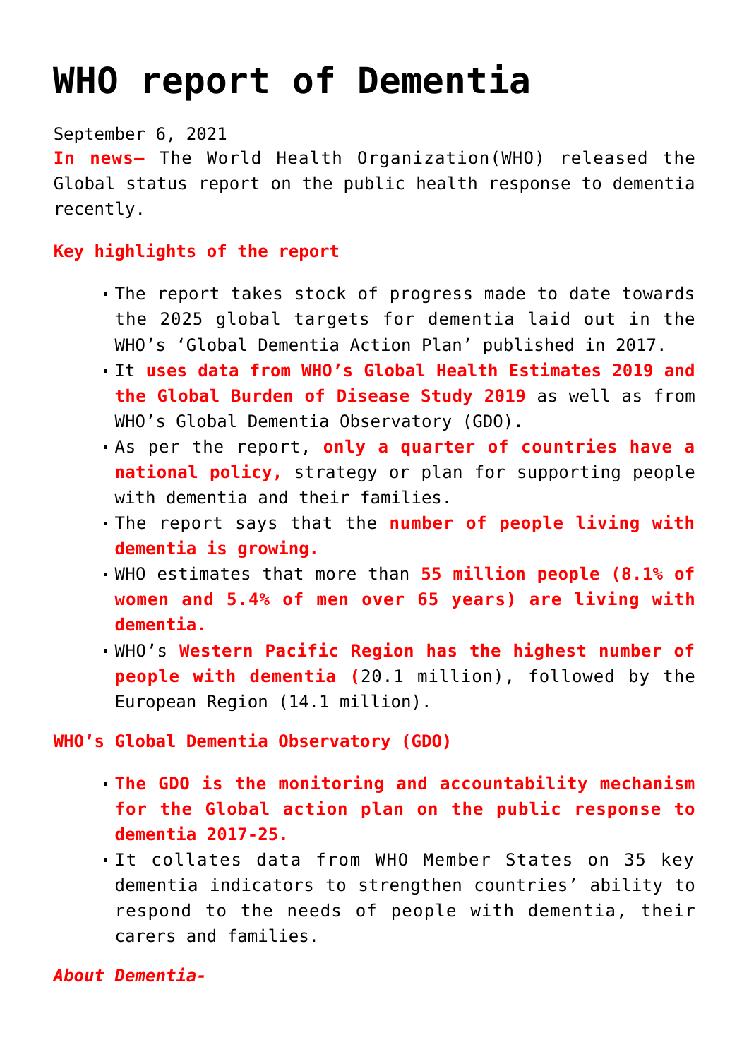# WHO report of Dementia

September 6, 2021

**In news–** The World Health Organization(WHO) released the Global status report on the public health response to dementia recently.

**Key highlights of the report**

- The report takes stock of progress made to date towards the 2025 global targets for dementia laid out in the WHO's 'Global Dementia Action Plan' published in 2017.
- It **uses data from WHO's Global Health Estimates 2019 and the Global Burden of Disease Study 2019** as well as from WHO's Global Dementia Observatory (GDO).
- As per the report, **only a quarter of countries have a national policy,** strategy or plan for supporting people with dementia and their families.
- The report says that the **number of people living with dementia is growing.**
- WHO estimates that more than **55 million people (8.1% of women and 5.4% of men over 65 years) are living with dementia.**
- WHO's **Western Pacific Region has the highest number of people with dementia (**20.1 million), followed by the European Region (14.1 million).

**WHO's Global Dementia Observatory (GDO)**

- **The GDO is the monitoring and accountability mechanism for the Global action plan on the public response to dementia 2017-25.**
- It collates data from WHO Member States on 35 key dementia indicators to strengthen countries' ability to respond to the needs of people with dementia, their carers and families.

***About Dementia-***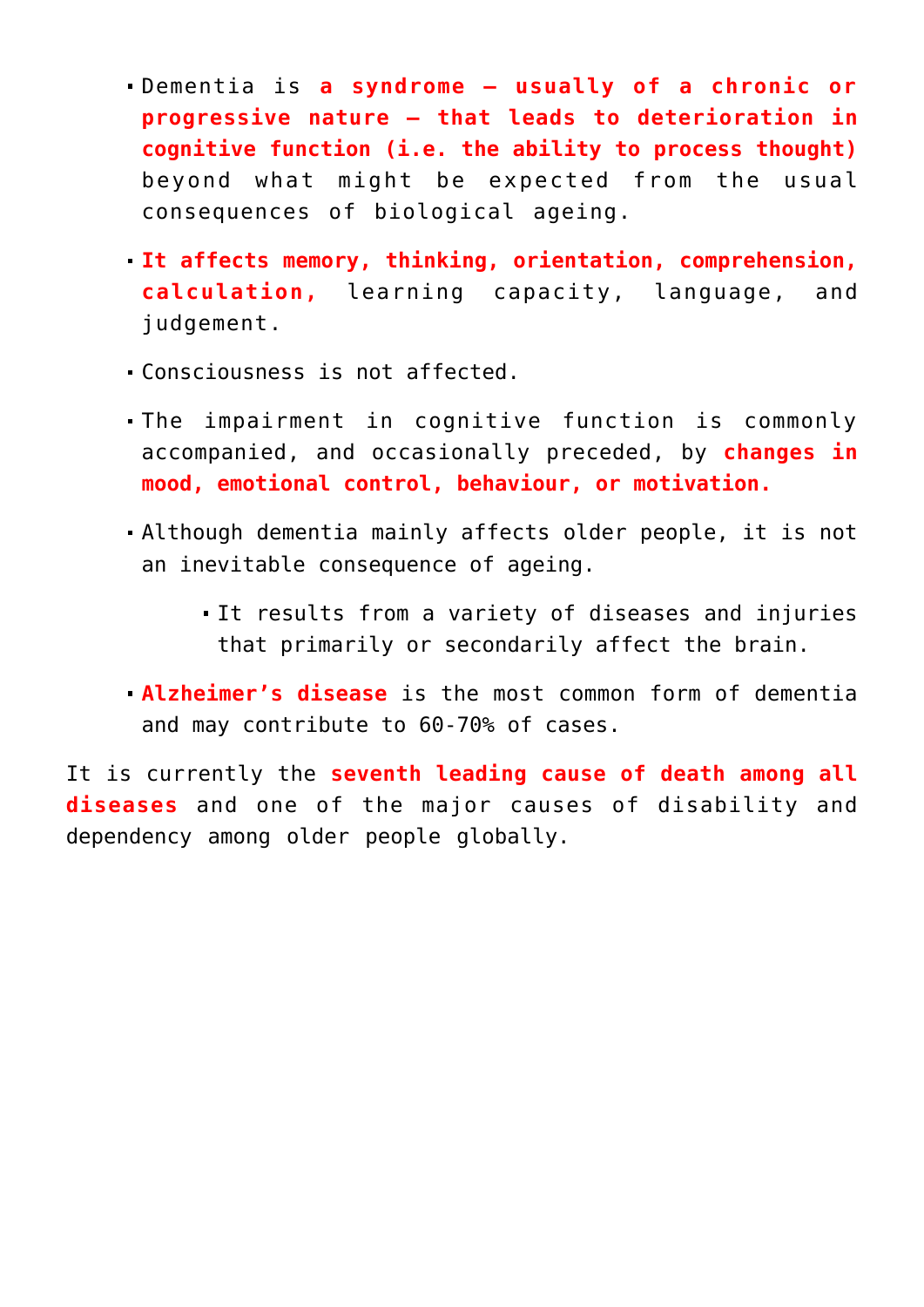- Dementia is **a syndrome – usually of a chronic or progressive nature – that leads to deterioration in cognitive function (i.e. the ability to process thought)** beyond what might be expected from the usual consequences of biological ageing.
- **It affects memory, thinking, orientation, comprehension, calculation,** learning capacity, language, and judgement.
- Consciousness is not affected.
- The impairment in cognitive function is commonly accompanied, and occasionally preceded, by **changes in mood, emotional control, behaviour, or motivation.**
- Although dementia mainly affects older people, it is not an inevitable consequence of ageing.
  - It results from a variety of diseases and injuries that primarily or secondarily affect the brain.
- **Alzheimer's disease** is the most common form of dementia and may contribute to 60-70% of cases.

It is currently the **seventh leading cause of death among all diseases** and one of the major causes of disability and dependency among older people globally.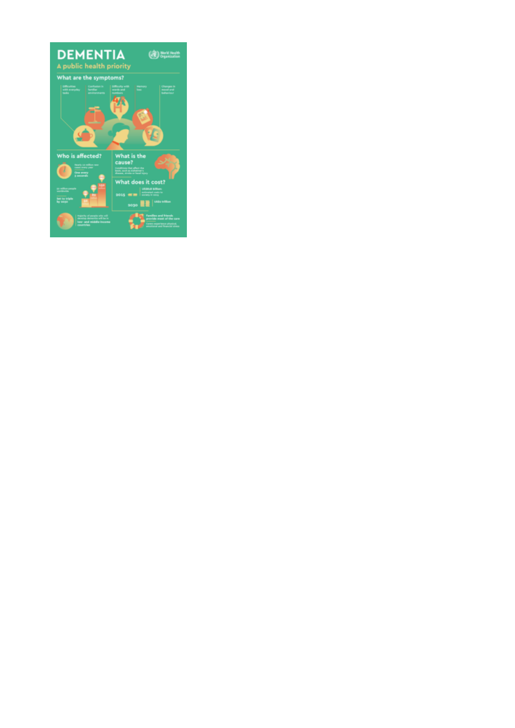# DEMENTIA

## A public health priority

World Health Organization

### What are the symptoms?

### Who is affected?

### What is the cause?

### What does it cost?

2015

2030